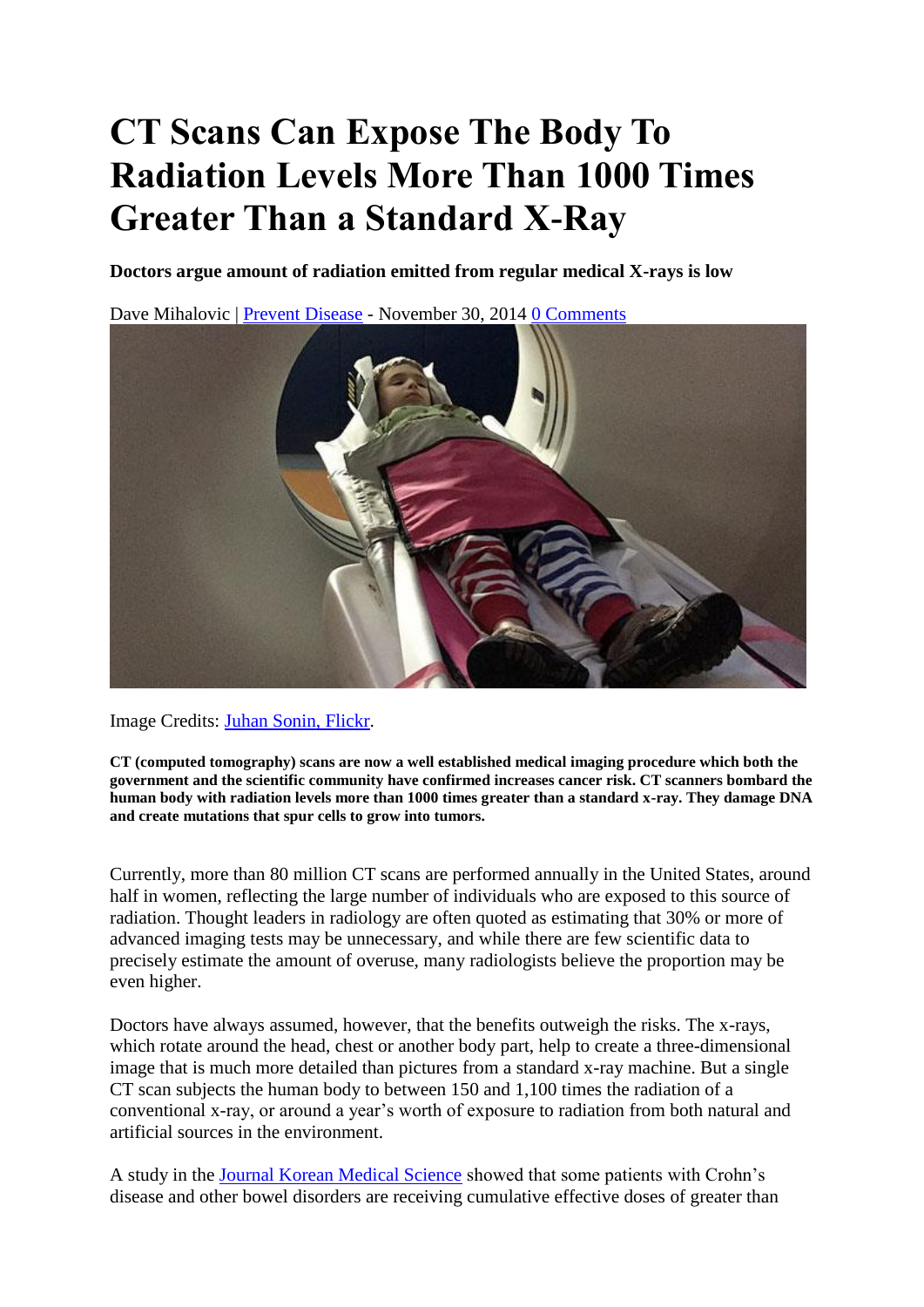# CT Scans Can Expose The Body To Radiation Levels More Than 1000 Times Greater Than a Standard X-Ray

**Doctors argue amount of radiation emitted from regular medical X-rays is low**

Dave Mihalovic | Prevent Disease - November 30, 2014 0 Comments

Image Credits: Juhan Sonin, Flickr.

**CT (computed tomography) scans are now a well established medical imaging procedure which both the government and the scientific community have confirmed increases cancer risk. CT scanners bombard the human body with radiation levels more than 1000 times greater than a standard x-ray. They damage DNA and create mutations that spur cells to grow into tumors.**

Currently, more than 80 million CT scans are performed annually in the United States, around half in women, reflecting the large number of individuals who are exposed to this source of radiation. Thought leaders in radiology are often quoted as estimating that 30% or more of advanced imaging tests may be unnecessary, and while there are few scientific data to precisely estimate the amount of overuse, many radiologists believe the proportion may be even higher.

Doctors have always assumed, however, that the benefits outweigh the risks. The x-rays, which rotate around the head, chest or another body part, help to create a three-dimensional image that is much more detailed than pictures from a standard x-ray machine. But a single CT scan subjects the human body to between 150 and 1,100 times the radiation of a conventional x-ray, or around a year's worth of exposure to radiation from both natural and artificial sources in the environment.

A study in the Journal Korean Medical Science showed that some patients with Crohn's disease and other bowel disorders are receiving cumulative effective doses of greater than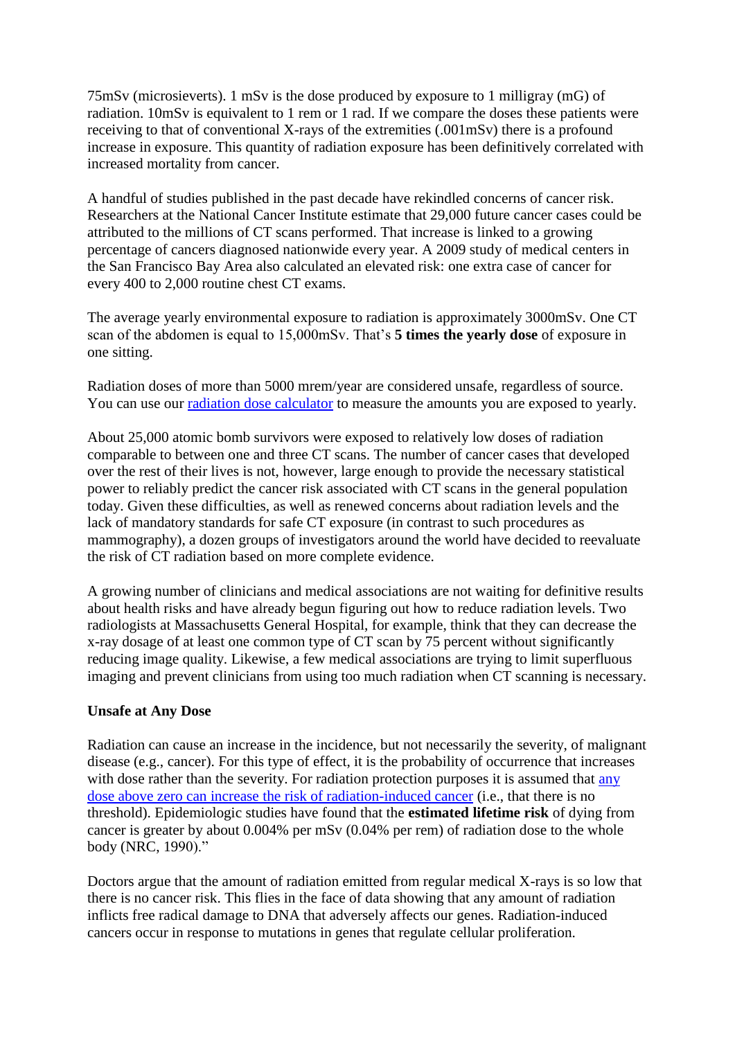75mSv (microsieverts). 1 mSv is the dose produced by exposure to 1 milligray (mG) of radiation. 10mSv is equivalent to 1 rem or 1 rad. If we compare the doses these patients were receiving to that of conventional X-rays of the extremities (.001mSv) there is a profound increase in exposure. This quantity of radiation exposure has been definitively correlated with increased mortality from cancer.

A handful of studies published in the past decade have rekindled concerns of cancer risk. Researchers at the National Cancer Institute estimate that 29,000 future cancer cases could be attributed to the millions of CT scans performed. That increase is linked to a growing percentage of cancers diagnosed nationwide every year. A 2009 study of medical centers in the San Francisco Bay Area also calculated an elevated risk: one extra case of cancer for every 400 to 2,000 routine chest CT exams.

The average yearly environmental exposure to radiation is approximately 3000mSv. One CT scan of the abdomen is equal to 15,000mSv. That's **5 times the yearly dose** of exposure in one sitting.

Radiation doses of more than 5000 mrem/year are considered unsafe, regardless of source. You can use our radiation dose calculator to measure the amounts you are exposed to yearly.

About 25,000 atomic bomb survivors were exposed to relatively low doses of radiation comparable to between one and three CT scans. The number of cancer cases that developed over the rest of their lives is not, however, large enough to provide the necessary statistical power to reliably predict the cancer risk associated with CT scans in the general population today. Given these difficulties, as well as renewed concerns about radiation levels and the lack of mandatory standards for safe CT exposure (in contrast to such procedures as mammography), a dozen groups of investigators around the world have decided to reevaluate the risk of CT radiation based on more complete evidence.

A growing number of clinicians and medical associations are not waiting for definitive results about health risks and have already begun figuring out how to reduce radiation levels. Two radiologists at Massachusetts General Hospital, for example, think that they can decrease the x-ray dosage of at least one common type of CT scan by 75 percent without significantly reducing image quality. Likewise, a few medical associations are trying to limit superfluous imaging and prevent clinicians from using too much radiation when CT scanning is necessary.

**Unsafe at Any Dose**

Radiation can cause an increase in the incidence, but not necessarily the severity, of malignant disease (e.g., cancer). For this type of effect, it is the probability of occurrence that increases with dose rather than the severity. For radiation protection purposes it is assumed that any dose above zero can increase the risk of radiation-induced cancer (i.e., that there is no threshold). Epidemiologic studies have found that the **estimated lifetime risk** of dying from cancer is greater by about 0.004% per mSv (0.04% per rem) of radiation dose to the whole body (NRC, 1990)."

Doctors argue that the amount of radiation emitted from regular medical X-rays is so low that there is no cancer risk. This flies in the face of data showing that any amount of radiation inflicts free radical damage to DNA that adversely affects our genes. Radiation-induced cancers occur in response to mutations in genes that regulate cellular proliferation.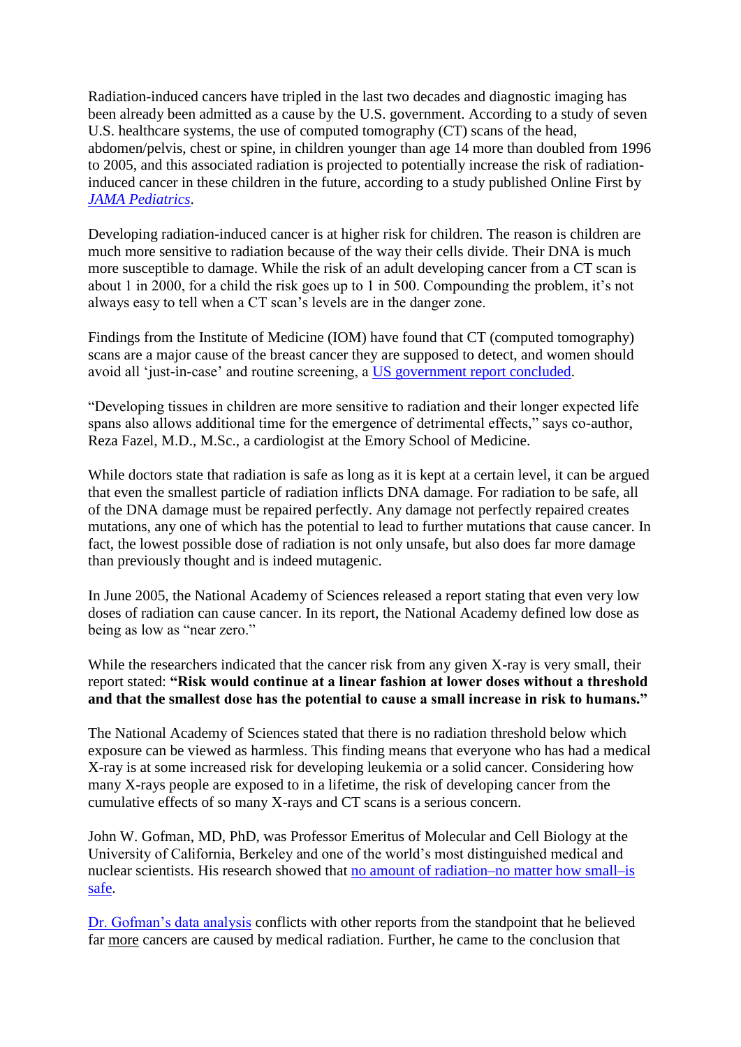Radiation-induced cancers have tripled in the last two decades and diagnostic imaging has been already been admitted as a cause by the U.S. government. According to a study of seven U.S. healthcare systems, the use of computed tomography (CT) scans of the head, abdomen/pelvis, chest or spine, in children younger than age 14 more than doubled from 1996 to 2005, and this associated radiation is projected to potentially increase the risk of radiation-induced cancer in these children in the future, according to a study published Online First by *JAMA Pediatrics*.

Developing radiation-induced cancer is at higher risk for children. The reason is children are much more sensitive to radiation because of the way their cells divide. Their DNA is much more susceptible to damage. While the risk of an adult developing cancer from a CT scan is about 1 in 2000, for a child the risk goes up to 1 in 500. Compounding the problem, it's not always easy to tell when a CT scan's levels are in the danger zone.

Findings from the Institute of Medicine (IOM) have found that CT (computed tomography) scans are a major cause of the breast cancer they are supposed to detect, and women should avoid all 'just-in-case' and routine screening, a US government report concluded.

"Developing tissues in children are more sensitive to radiation and their longer expected life spans also allows additional time for the emergence of detrimental effects," says co-author, Reza Fazel, M.D., M.Sc., a cardiologist at the Emory School of Medicine.

While doctors state that radiation is safe as long as it is kept at a certain level, it can be argued that even the smallest particle of radiation inflicts DNA damage. For radiation to be safe, all of the DNA damage must be repaired perfectly. Any damage not perfectly repaired creates mutations, any one of which has the potential to lead to further mutations that cause cancer. In fact, the lowest possible dose of radiation is not only unsafe, but also does far more damage than previously thought and is indeed mutagenic.

In June 2005, the National Academy of Sciences released a report stating that even very low doses of radiation can cause cancer. In its report, the National Academy defined low dose as being as low as "near zero."

While the researchers indicated that the cancer risk from any given X-ray is very small, their report stated: **"Risk would continue at a linear fashion at lower doses without a threshold and that the smallest dose has the potential to cause a small increase in risk to humans."**

The National Academy of Sciences stated that there is no radiation threshold below which exposure can be viewed as harmless. This finding means that everyone who has had a medical X-ray is at some increased risk for developing leukemia or a solid cancer. Considering how many X-rays people are exposed to in a lifetime, the risk of developing cancer from the cumulative effects of so many X-rays and CT scans is a serious concern.

John W. Gofman, MD, PhD, was Professor Emeritus of Molecular and Cell Biology at the University of California, Berkeley and one of the world's most distinguished medical and nuclear scientists. His research showed that no amount of radiation–no matter how small–is safe.

Dr. Gofman's data analysis conflicts with other reports from the standpoint that he believed far <u>more</u> cancers are caused by medical radiation. Further, he came to the conclusion that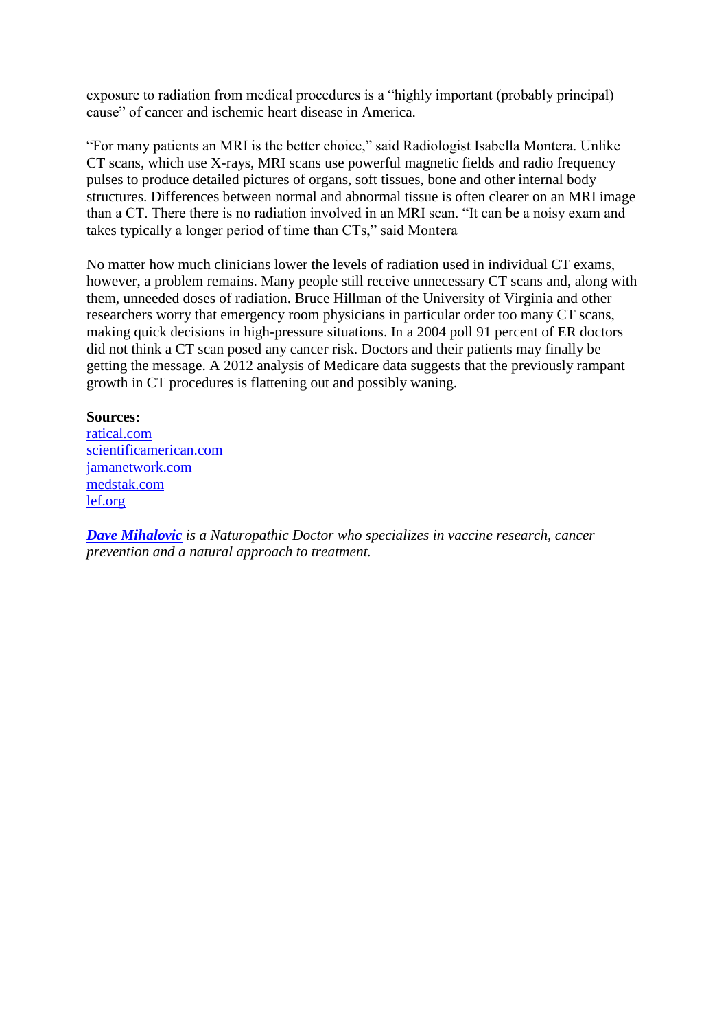exposure to radiation from medical procedures is a "highly important (probably principal) cause" of cancer and ischemic heart disease in America.

"For many patients an MRI is the better choice," said Radiologist Isabella Montera. Unlike CT scans, which use X-rays, MRI scans use powerful magnetic fields and radio frequency pulses to produce detailed pictures of organs, soft tissues, bone and other internal body structures. Differences between normal and abnormal tissue is often clearer on an MRI image than a CT. There there is no radiation involved in an MRI scan. "It can be a noisy exam and takes typically a longer period of time than CTs," said Montera

No matter how much clinicians lower the levels of radiation used in individual CT exams, however, a problem remains. Many people still receive unnecessary CT scans and, along with them, unneeded doses of radiation. Bruce Hillman of the University of Virginia and other researchers worry that emergency room physicians in particular order too many CT scans, making quick decisions in high-pressure situations. In a 2004 poll 91 percent of ER doctors did not think a CT scan posed any cancer risk. Doctors and their patients may finally be getting the message. A 2012 analysis of Medicare data suggests that the previously rampant growth in CT procedures is flattening out and possibly waning.

**Sources:**
ratical.com
scientificamerican.com
jamanetwork.com
medstak.com
lef.org

***Dave Mihalovic*** *is a Naturopathic Doctor who specializes in vaccine research, cancer prevention and a natural approach to treatment.*